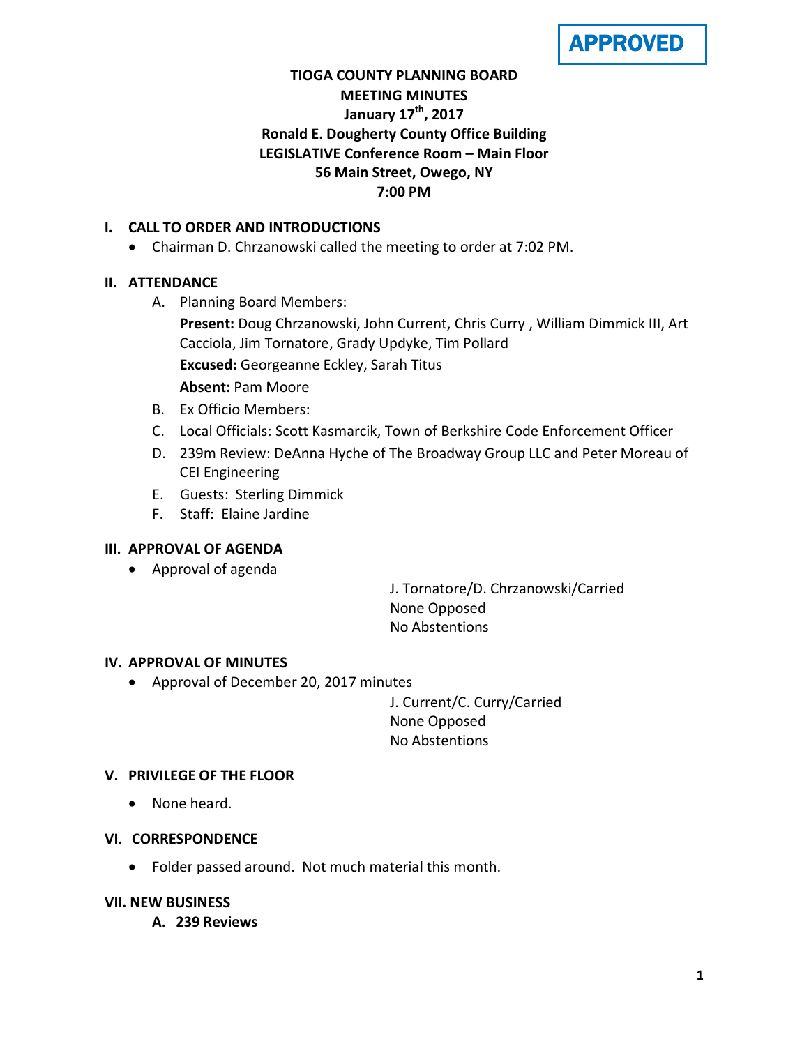**APPROVED**

# TIOGA COUNTY PLANNING BOARD
## MEETING MINUTES
## January 17th, 2017
## Ronald E. Dougherty County Office Building
## LEGISLATIVE Conference Room – Main Floor
## 56 Main Street, Owego, NY
## 7:00 PM

### I. CALL TO ORDER AND INTRODUCTIONS

- Chairman D. Chrzanowski called the meeting to order at 7:02 PM.

### II. ATTENDANCE

A. Planning Board Members:

**Present:** Doug Chrzanowski, John Current, Chris Curry , William Dimmick III, Art Cacciola, Jim Tornatore, Grady Updyke, Tim Pollard

**Excused:** Georgeanne Eckley, Sarah Titus

**Absent:** Pam Moore

B. Ex Officio Members:

C. Local Officials: Scott Kasmarcik, Town of Berkshire Code Enforcement Officer

D. 239m Review: DeAnna Hyche of The Broadway Group LLC and Peter Moreau of CEI Engineering

E. Guests: Sterling Dimmick

F. Staff: Elaine Jardine

### III. APPROVAL OF AGENDA

- Approval of agenda

J. Tornatore/D. Chrzanowski/Carried
None Opposed
No Abstentions

### IV. APPROVAL OF MINUTES

- Approval of December 20, 2017 minutes

J. Current/C. Curry/Carried
None Opposed
No Abstentions

### V. PRIVILEGE OF THE FLOOR

- None heard.

### VI. CORRESPONDENCE

- Folder passed around. Not much material this month.

### VII. NEW BUSINESS

**A. 239 Reviews**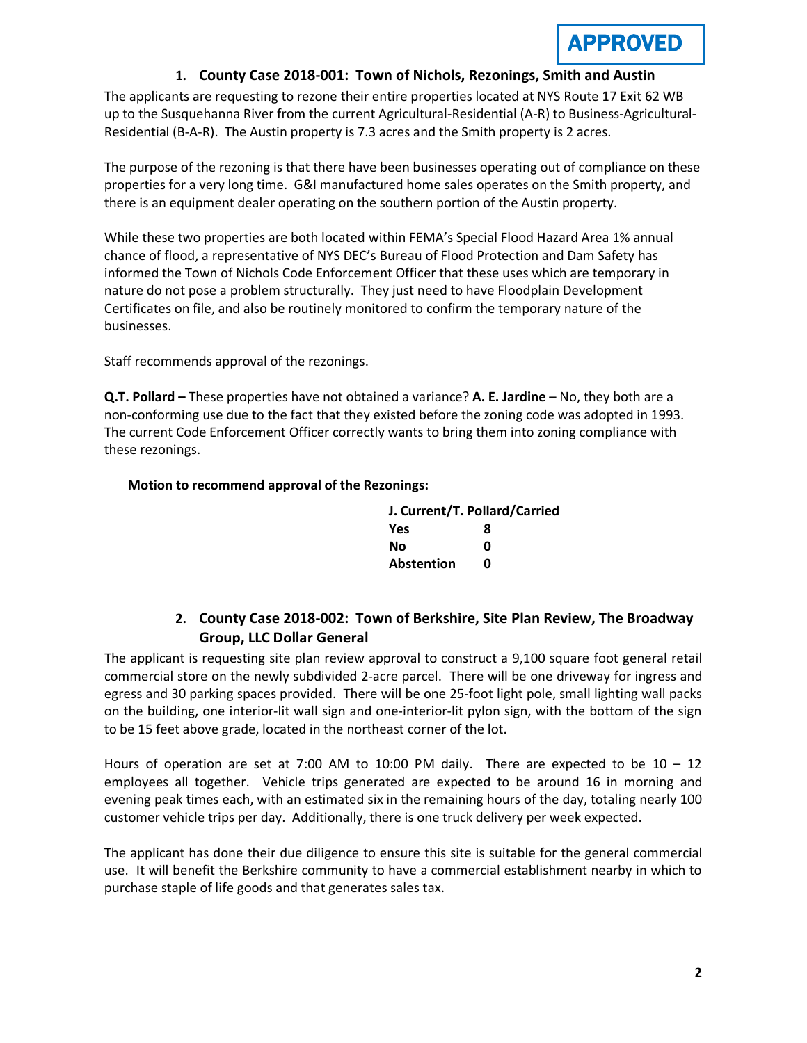**APPROVED**

### 1. County Case 2018-001: Town of Nichols, Rezonings, Smith and Austin

The applicants are requesting to rezone their entire properties located at NYS Route 17 Exit 62 WB up to the Susquehanna River from the current Agricultural-Residential (A-R) to Business-Agricultural-Residential (B-A-R). The Austin property is 7.3 acres and the Smith property is 2 acres.

The purpose of the rezoning is that there have been businesses operating out of compliance on these properties for a very long time. G&I manufactured home sales operates on the Smith property, and there is an equipment dealer operating on the southern portion of the Austin property.

While these two properties are both located within FEMA's Special Flood Hazard Area 1% annual chance of flood, a representative of NYS DEC's Bureau of Flood Protection and Dam Safety has informed the Town of Nichols Code Enforcement Officer that these uses which are temporary in nature do not pose a problem structurally. They just need to have Floodplain Development Certificates on file, and also be routinely monitored to confirm the temporary nature of the businesses.

Staff recommends approval of the rezonings.

**Q.T. Pollard –** These properties have not obtained a variance? **A. E. Jardine** – No, they both are a non-conforming use due to the fact that they existed before the zoning code was adopted in 1993. The current Code Enforcement Officer correctly wants to bring them into zoning compliance with these rezonings.

**Motion to recommend approval of the Rezonings:**

| J. Current/T. Pollard/Carried | |
|---|---|
| **Yes** | **8** |
| **No** | **0** |
| **Abstention** | **0** |

### 2. County Case 2018-002: Town of Berkshire, Site Plan Review, The Broadway Group, LLC Dollar General

The applicant is requesting site plan review approval to construct a 9,100 square foot general retail commercial store on the newly subdivided 2-acre parcel. There will be one driveway for ingress and egress and 30 parking spaces provided. There will be one 25-foot light pole, small lighting wall packs on the building, one interior-lit wall sign and one-interior-lit pylon sign, with the bottom of the sign to be 15 feet above grade, located in the northeast corner of the lot.

Hours of operation are set at 7:00 AM to 10:00 PM daily. There are expected to be 10 – 12 employees all together. Vehicle trips generated are expected to be around 16 in morning and evening peak times each, with an estimated six in the remaining hours of the day, totaling nearly 100 customer vehicle trips per day. Additionally, there is one truck delivery per week expected.

The applicant has done their due diligence to ensure this site is suitable for the general commercial use. It will benefit the Berkshire community to have a commercial establishment nearby in which to purchase staple of life goods and that generates sales tax.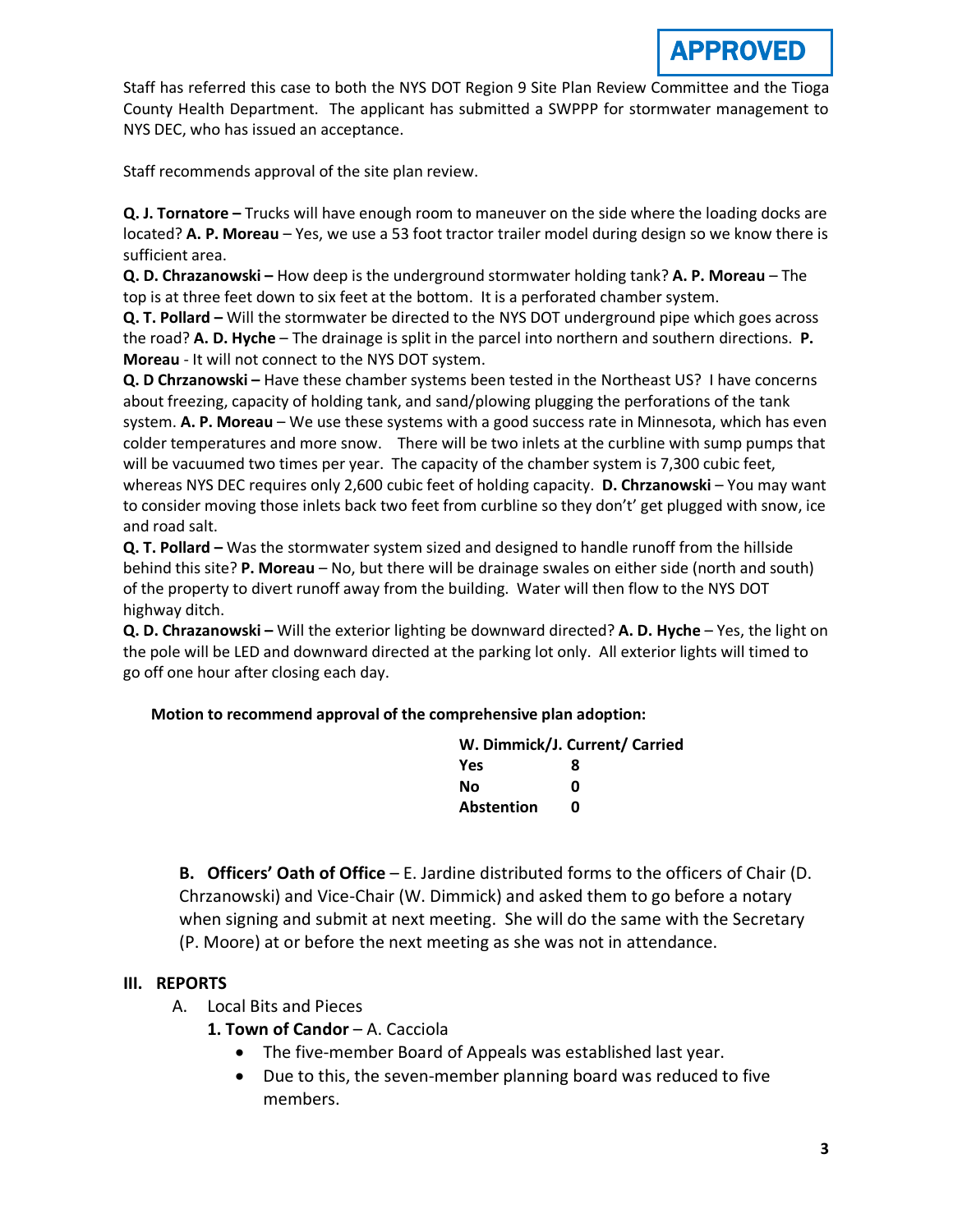**APPROVED**

Staff has referred this case to both the NYS DOT Region 9 Site Plan Review Committee and the Tioga County Health Department. The applicant has submitted a SWPPP for stormwater management to NYS DEC, who has issued an acceptance.

Staff recommends approval of the site plan review.

**Q. J. Tornatore –** Trucks will have enough room to maneuver on the side where the loading docks are located? **A. P. Moreau** – Yes, we use a 53 foot tractor trailer model during design so we know there is sufficient area.
**Q. D. Chrazanowski –** How deep is the underground stormwater holding tank? **A. P. Moreau** – The top is at three feet down to six feet at the bottom. It is a perforated chamber system.
**Q. T. Pollard –** Will the stormwater be directed to the NYS DOT underground pipe which goes across the road? **A. D. Hyche** – The drainage is split in the parcel into northern and southern directions. **P. Moreau** - It will not connect to the NYS DOT system.
**Q. D Chrzanowski –** Have these chamber systems been tested in the Northeast US? I have concerns about freezing, capacity of holding tank, and sand/plowing plugging the perforations of the tank system. **A. P. Moreau** – We use these systems with a good success rate in Minnesota, which has even colder temperatures and more snow. There will be two inlets at the curbline with sump pumps that will be vacuumed two times per year. The capacity of the chamber system is 7,300 cubic feet, whereas NYS DEC requires only 2,600 cubic feet of holding capacity. **D. Chrzanowski** – You may want to consider moving those inlets back two feet from curbline so they don't' get plugged with snow, ice and road salt.
**Q. T. Pollard –** Was the stormwater system sized and designed to handle runoff from the hillside behind this site? **P. Moreau** – No, but there will be drainage swales on either side (north and south) of the property to divert runoff away from the building. Water will then flow to the NYS DOT highway ditch.
**Q. D. Chrazanowski –** Will the exterior lighting be downward directed? **A. D. Hyche** – Yes, the light on the pole will be LED and downward directed at the parking lot only. All exterior lights will timed to go off one hour after closing each day.

**Motion to recommend approval of the comprehensive plan adoption:**

**W. Dimmick/J. Current/ Carried**

| | |
|---|---|
| **Yes** | **8** |
| **No** | **0** |
| **Abstention** | **0** |

**B. Officers' Oath of Office** – E. Jardine distributed forms to the officers of Chair (D. Chrzanowski) and Vice-Chair (W. Dimmick) and asked them to go before a notary when signing and submit at next meeting. She will do the same with the Secretary (P. Moore) at or before the next meeting as she was not in attendance.

## III. REPORTS

A. Local Bits and Pieces

**1. Town of Candor** – A. Cacciola

- The five-member Board of Appeals was established last year.
- Due to this, the seven-member planning board was reduced to five members.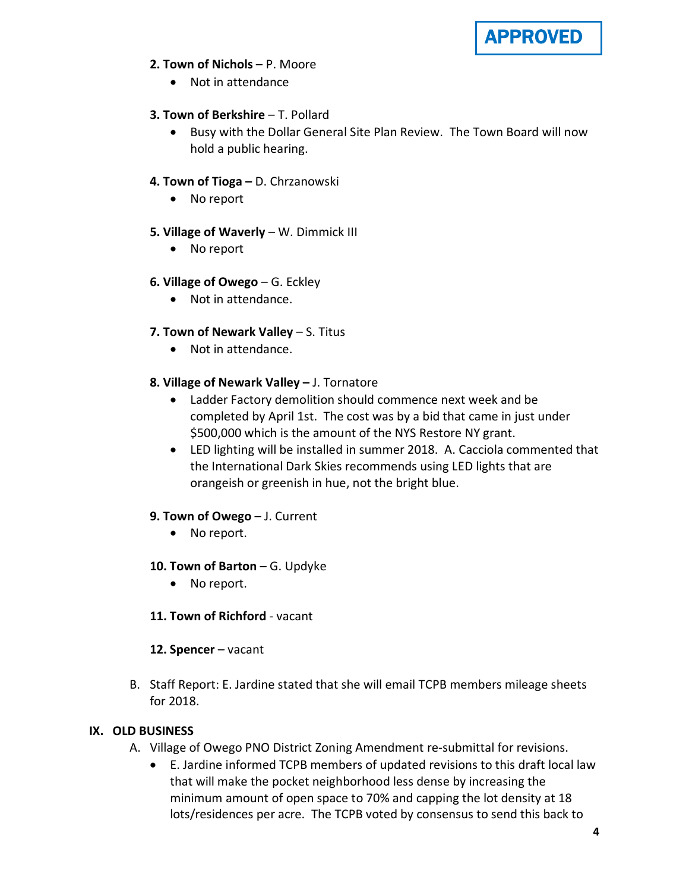**APPROVED**

**2. Town of Nichols** – P. Moore

- Not in attendance

**3. Town of Berkshire** – T. Pollard

- Busy with the Dollar General Site Plan Review. The Town Board will now hold a public hearing.

**4. Town of Tioga –** D. Chrzanowski

- No report

**5. Village of Waverly** – W. Dimmick III

- No report

**6. Village of Owego** – G. Eckley

- Not in attendance.

**7. Town of Newark Valley** – S. Titus

- Not in attendance.

**8. Village of Newark Valley –** J. Tornatore

- Ladder Factory demolition should commence next week and be completed by April 1st. The cost was by a bid that came in just under $500,000 which is the amount of the NYS Restore NY grant.
- LED lighting will be installed in summer 2018. A. Cacciola commented that the International Dark Skies recommends using LED lights that are orangeish or greenish in hue, not the bright blue.

**9. Town of Owego** – J. Current

- No report.

**10. Town of Barton** – G. Updyke

- No report.

**11. Town of Richford** - vacant

**12. Spencer** – vacant

B. Staff Report: E. Jardine stated that she will email TCPB members mileage sheets for 2018.

## IX. OLD BUSINESS

A. Village of Owego PNO District Zoning Amendment re-submittal for revisions.

- E. Jardine informed TCPB members of updated revisions to this draft local law that will make the pocket neighborhood less dense by increasing the minimum amount of open space to 70% and capping the lot density at 18 lots/residences per acre. The TCPB voted by consensus to send this back to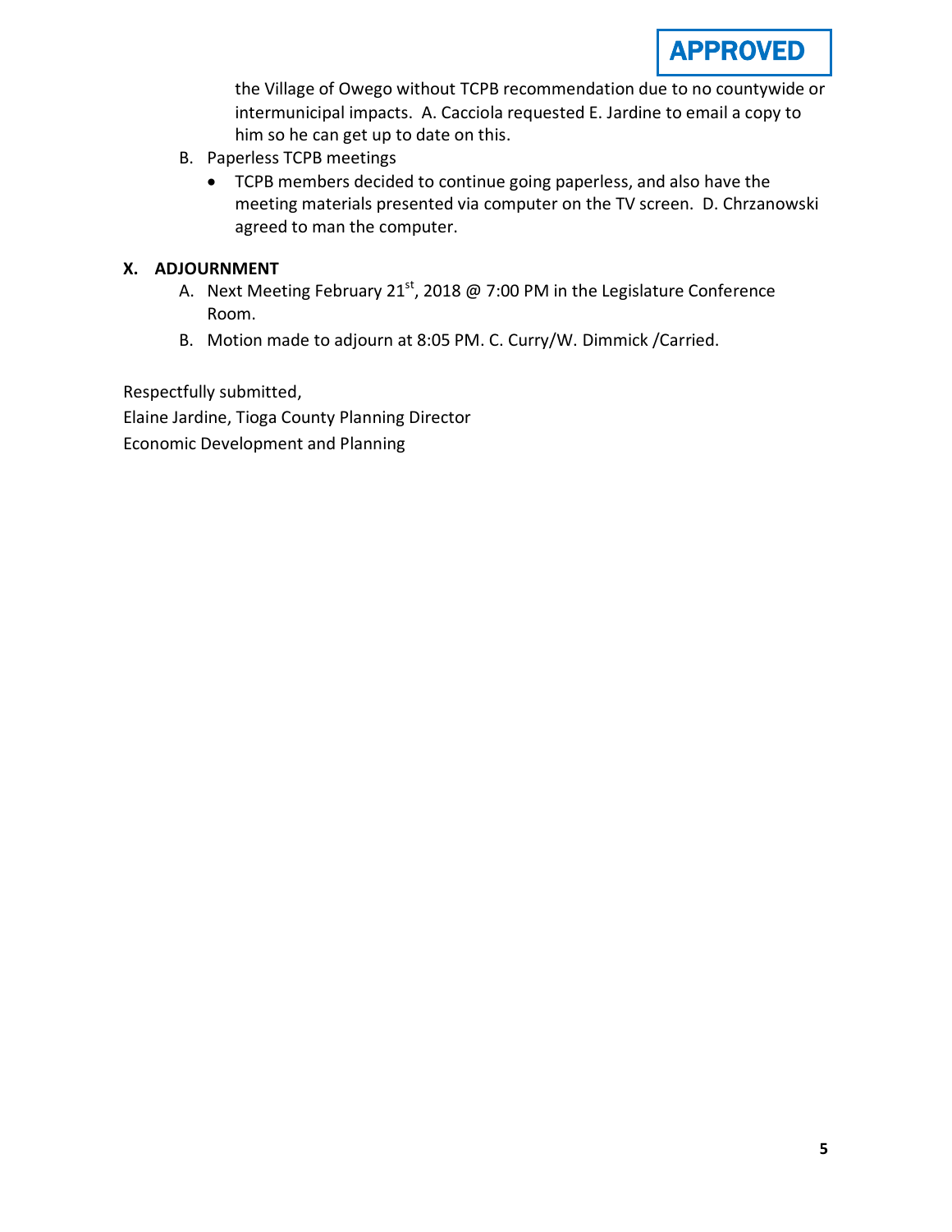**APPROVED**

the Village of Owego without TCPB recommendation due to no countywide or intermunicipal impacts. A. Cacciola requested E. Jardine to email a copy to him so he can get up to date on this.

B. Paperless TCPB meetings
   - TCPB members decided to continue going paperless, and also have the meeting materials presented via computer on the TV screen. D. Chrzanowski agreed to man the computer.

## X. ADJOURNMENT

A. Next Meeting February 21st, 2018 @ 7:00 PM in the Legislature Conference Room.

B. Motion made to adjourn at 8:05 PM. C. Curry/W. Dimmick /Carried.

Respectfully submitted,

Elaine Jardine, Tioga County Planning Director

Economic Development and Planning